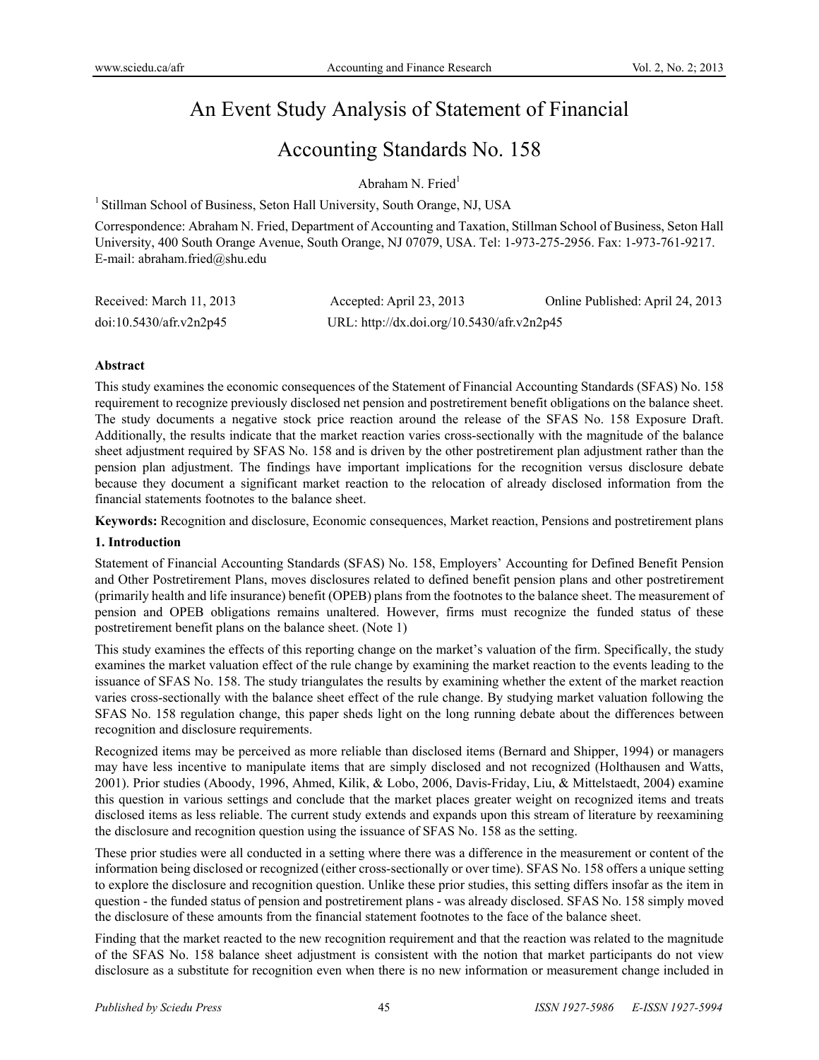# An Event Study Analysis of Statement of Financial Accounting Standards No. 158

Abraham N. Fried[1]

[1] Stillman School of Business, Seton Hall University, South Orange, NJ, USA

Correspondence: Abraham N. Fried, Department of Accounting and Taxation, Stillman School of Business, Seton Hall University, 400 South Orange Avenue, South Orange, NJ 07079, USA. Tel: 1-973-275-2956. Fax: 1-973-761-9217. E-mail: abraham.fried@shu.edu

Received: March 11, 2013 Accepted: April 23, 2013 Online Published: April 24, 2013

doi:10.5430/afr.v2n2p45 URL: http://dx.doi.org/10.5430/afr.v2n2p45

**Abstract**

This study examines the economic consequences of the Statement of Financial Accounting Standards (SFAS) No. 158 requirement to recognize previously disclosed net pension and postretirement benefit obligations on the balance sheet. The study documents a negative stock price reaction around the release of the SFAS No. 158 Exposure Draft. Additionally, the results indicate that the market reaction varies cross-sectionally with the magnitude of the balance sheet adjustment required by SFAS No. 158 and is driven by the other postretirement plan adjustment rather than the pension plan adjustment. The findings have important implications for the recognition versus disclosure debate because they document a significant market reaction to the relocation of already disclosed information from the financial statements footnotes to the balance sheet.

**Keywords:** Recognition and disclosure, Economic consequences, Market reaction, Pensions and postretirement plans

## 1. Introduction

Statement of Financial Accounting Standards (SFAS) No. 158, Employers' Accounting for Defined Benefit Pension and Other Postretirement Plans, moves disclosures related to defined benefit pension plans and other postretirement (primarily health and life insurance) benefit (OPEB) plans from the footnotes to the balance sheet. The measurement of pension and OPEB obligations remains unaltered. However, firms must recognize the funded status of these postretirement benefit plans on the balance sheet. (Note 1)

This study examines the effects of this reporting change on the market's valuation of the firm. Specifically, the study examines the market valuation effect of the rule change by examining the market reaction to the events leading to the issuance of SFAS No. 158. The study triangulates the results by examining whether the extent of the market reaction varies cross-sectionally with the balance sheet effect of the rule change. By studying market valuation following the SFAS No. 158 regulation change, this paper sheds light on the long running debate about the differences between recognition and disclosure requirements.

Recognized items may be perceived as more reliable than disclosed items (Bernard and Shipper, 1994) or managers may have less incentive to manipulate items that are simply disclosed and not recognized (Holthausen and Watts, 2001). Prior studies (Aboody, 1996, Ahmed, Kilik, & Lobo, 2006, Davis-Friday, Liu, & Mittelstaedt, 2004) examine this question in various settings and conclude that the market places greater weight on recognized items and treats disclosed items as less reliable. The current study extends and expands upon this stream of literature by reexamining the disclosure and recognition question using the issuance of SFAS No. 158 as the setting.

These prior studies were all conducted in a setting where there was a difference in the measurement or content of the information being disclosed or recognized (either cross-sectionally or over time). SFAS No. 158 offers a unique setting to explore the disclosure and recognition question. Unlike these prior studies, this setting differs insofar as the item in question - the funded status of pension and postretirement plans - was already disclosed. SFAS No. 158 simply moved the disclosure of these amounts from the financial statement footnotes to the face of the balance sheet.

Finding that the market reacted to the new recognition requirement and that the reaction was related to the magnitude of the SFAS No. 158 balance sheet adjustment is consistent with the notion that market participants do not view disclosure as a substitute for recognition even when there is no new information or measurement change included in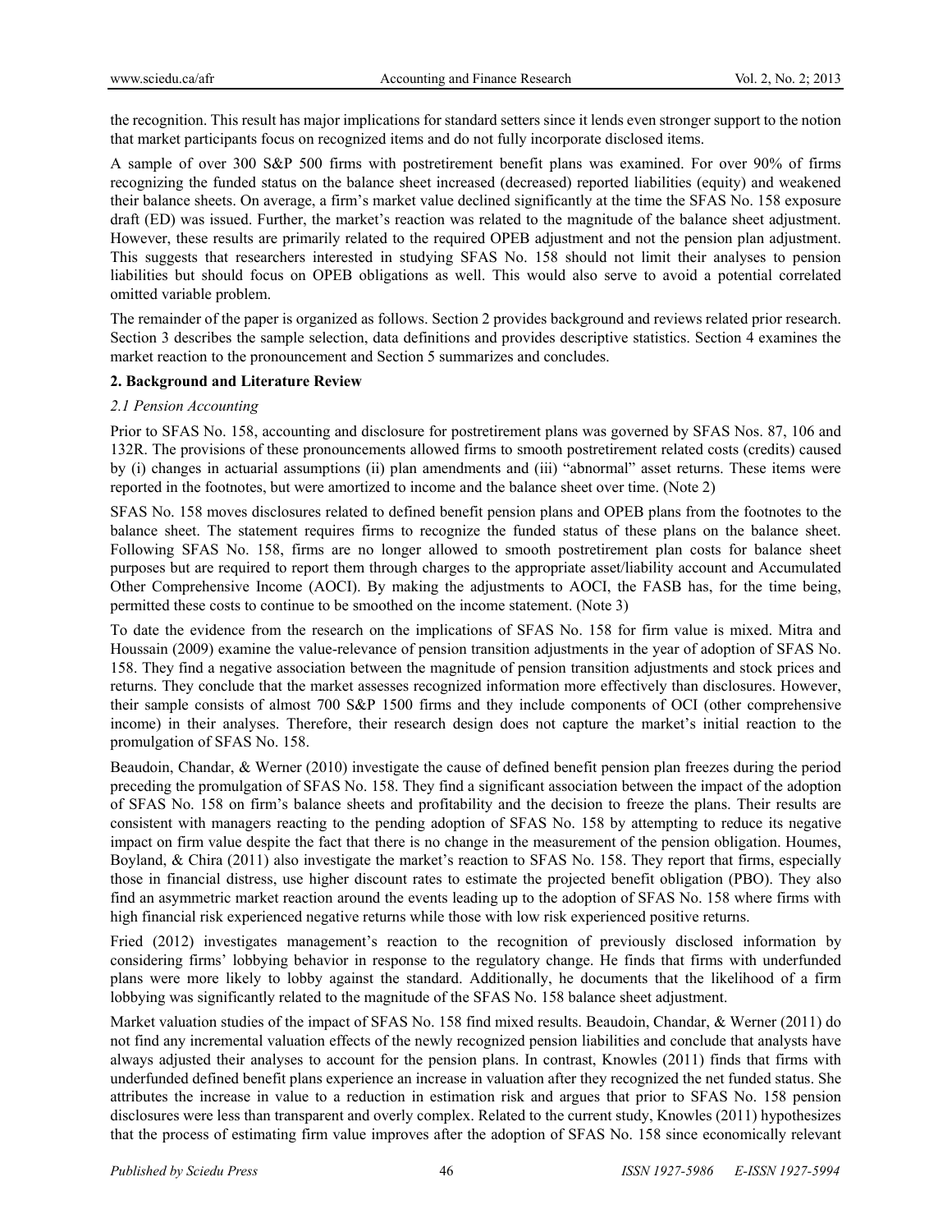the recognition. This result has major implications for standard setters since it lends even stronger support to the notion that market participants focus on recognized items and do not fully incorporate disclosed items.

A sample of over 300 S&P 500 firms with postretirement benefit plans was examined. For over 90% of firms recognizing the funded status on the balance sheet increased (decreased) reported liabilities (equity) and weakened their balance sheets. On average, a firm's market value declined significantly at the time the SFAS No. 158 exposure draft (ED) was issued. Further, the market's reaction was related to the magnitude of the balance sheet adjustment. However, these results are primarily related to the required OPEB adjustment and not the pension plan adjustment. This suggests that researchers interested in studying SFAS No. 158 should not limit their analyses to pension liabilities but should focus on OPEB obligations as well. This would also serve to avoid a potential correlated omitted variable problem.

The remainder of the paper is organized as follows. Section 2 provides background and reviews related prior research. Section 3 describes the sample selection, data definitions and provides descriptive statistics. Section 4 examines the market reaction to the pronouncement and Section 5 summarizes and concludes.

## 2. Background and Literature Review

### *2.1 Pension Accounting*

Prior to SFAS No. 158, accounting and disclosure for postretirement plans was governed by SFAS Nos. 87, 106 and 132R. The provisions of these pronouncements allowed firms to smooth postretirement related costs (credits) caused by (i) changes in actuarial assumptions (ii) plan amendments and (iii) "abnormal" asset returns. These items were reported in the footnotes, but were amortized to income and the balance sheet over time. (Note 2)

SFAS No. 158 moves disclosures related to defined benefit pension plans and OPEB plans from the footnotes to the balance sheet. The statement requires firms to recognize the funded status of these plans on the balance sheet. Following SFAS No. 158, firms are no longer allowed to smooth postretirement plan costs for balance sheet purposes but are required to report them through charges to the appropriate asset/liability account and Accumulated Other Comprehensive Income (AOCI). By making the adjustments to AOCI, the FASB has, for the time being, permitted these costs to continue to be smoothed on the income statement. (Note 3)

To date the evidence from the research on the implications of SFAS No. 158 for firm value is mixed. Mitra and Houssain (2009) examine the value-relevance of pension transition adjustments in the year of adoption of SFAS No. 158. They find a negative association between the magnitude of pension transition adjustments and stock prices and returns. They conclude that the market assesses recognized information more effectively than disclosures. However, their sample consists of almost 700 S&P 1500 firms and they include components of OCI (other comprehensive income) in their analyses. Therefore, their research design does not capture the market's initial reaction to the promulgation of SFAS No. 158.

Beaudoin, Chandar, & Werner (2010) investigate the cause of defined benefit pension plan freezes during the period preceding the promulgation of SFAS No. 158. They find a significant association between the impact of the adoption of SFAS No. 158 on firm's balance sheets and profitability and the decision to freeze the plans. Their results are consistent with managers reacting to the pending adoption of SFAS No. 158 by attempting to reduce its negative impact on firm value despite the fact that there is no change in the measurement of the pension obligation. Houmes, Boyland, & Chira (2011) also investigate the market's reaction to SFAS No. 158. They report that firms, especially those in financial distress, use higher discount rates to estimate the projected benefit obligation (PBO). They also find an asymmetric market reaction around the events leading up to the adoption of SFAS No. 158 where firms with high financial risk experienced negative returns while those with low risk experienced positive returns.

Fried (2012) investigates management's reaction to the recognition of previously disclosed information by considering firms' lobbying behavior in response to the regulatory change. He finds that firms with underfunded plans were more likely to lobby against the standard. Additionally, he documents that the likelihood of a firm lobbying was significantly related to the magnitude of the SFAS No. 158 balance sheet adjustment.

Market valuation studies of the impact of SFAS No. 158 find mixed results. Beaudoin, Chandar, & Werner (2011) do not find any incremental valuation effects of the newly recognized pension liabilities and conclude that analysts have always adjusted their analyses to account for the pension plans. In contrast, Knowles (2011) finds that firms with underfunded defined benefit plans experience an increase in valuation after they recognized the net funded status. She attributes the increase in value to a reduction in estimation risk and argues that prior to SFAS No. 158 pension disclosures were less than transparent and overly complex. Related to the current study, Knowles (2011) hypothesizes that the process of estimating firm value improves after the adoption of SFAS No. 158 since economically relevant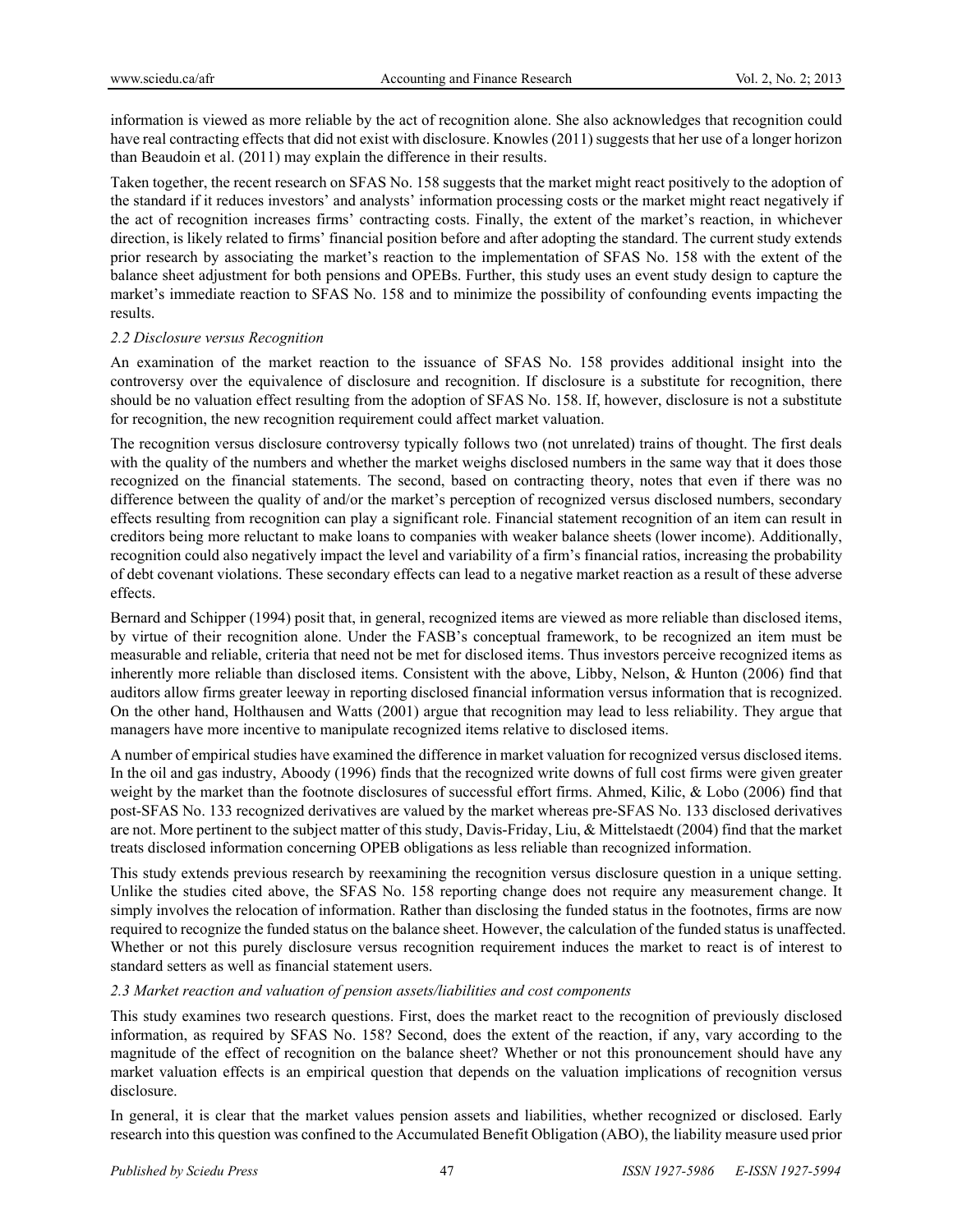information is viewed as more reliable by the act of recognition alone. She also acknowledges that recognition could have real contracting effects that did not exist with disclosure. Knowles (2011) suggests that her use of a longer horizon than Beaudoin et al. (2011) may explain the difference in their results.

Taken together, the recent research on SFAS No. 158 suggests that the market might react positively to the adoption of the standard if it reduces investors' and analysts' information processing costs or the market might react negatively if the act of recognition increases firms' contracting costs. Finally, the extent of the market's reaction, in whichever direction, is likely related to firms' financial position before and after adopting the standard. The current study extends prior research by associating the market's reaction to the implementation of SFAS No. 158 with the extent of the balance sheet adjustment for both pensions and OPEBs. Further, this study uses an event study design to capture the market's immediate reaction to SFAS No. 158 and to minimize the possibility of confounding events impacting the results.

### *2.2 Disclosure versus Recognition*

An examination of the market reaction to the issuance of SFAS No. 158 provides additional insight into the controversy over the equivalence of disclosure and recognition. If disclosure is a substitute for recognition, there should be no valuation effect resulting from the adoption of SFAS No. 158. If, however, disclosure is not a substitute for recognition, the new recognition requirement could affect market valuation.

The recognition versus disclosure controversy typically follows two (not unrelated) trains of thought. The first deals with the quality of the numbers and whether the market weighs disclosed numbers in the same way that it does those recognized on the financial statements. The second, based on contracting theory, notes that even if there was no difference between the quality of and/or the market's perception of recognized versus disclosed numbers, secondary effects resulting from recognition can play a significant role. Financial statement recognition of an item can result in creditors being more reluctant to make loans to companies with weaker balance sheets (lower income). Additionally, recognition could also negatively impact the level and variability of a firm's financial ratios, increasing the probability of debt covenant violations. These secondary effects can lead to a negative market reaction as a result of these adverse effects.

Bernard and Schipper (1994) posit that, in general, recognized items are viewed as more reliable than disclosed items, by virtue of their recognition alone. Under the FASB's conceptual framework, to be recognized an item must be measurable and reliable, criteria that need not be met for disclosed items. Thus investors perceive recognized items as inherently more reliable than disclosed items. Consistent with the above, Libby, Nelson, & Hunton (2006) find that auditors allow firms greater leeway in reporting disclosed financial information versus information that is recognized. On the other hand, Holthausen and Watts (2001) argue that recognition may lead to less reliability. They argue that managers have more incentive to manipulate recognized items relative to disclosed items.

A number of empirical studies have examined the difference in market valuation for recognized versus disclosed items. In the oil and gas industry, Aboody (1996) finds that the recognized write downs of full cost firms were given greater weight by the market than the footnote disclosures of successful effort firms. Ahmed, Kilic, & Lobo (2006) find that post-SFAS No. 133 recognized derivatives are valued by the market whereas pre-SFAS No. 133 disclosed derivatives are not. More pertinent to the subject matter of this study, Davis-Friday, Liu, & Mittelstaedt (2004) find that the market treats disclosed information concerning OPEB obligations as less reliable than recognized information.

This study extends previous research by reexamining the recognition versus disclosure question in a unique setting. Unlike the studies cited above, the SFAS No. 158 reporting change does not require any measurement change. It simply involves the relocation of information. Rather than disclosing the funded status in the footnotes, firms are now required to recognize the funded status on the balance sheet. However, the calculation of the funded status is unaffected. Whether or not this purely disclosure versus recognition requirement induces the market to react is of interest to standard setters as well as financial statement users.

### *2.3 Market reaction and valuation of pension assets/liabilities and cost components*

This study examines two research questions. First, does the market react to the recognition of previously disclosed information, as required by SFAS No. 158? Second, does the extent of the reaction, if any, vary according to the magnitude of the effect of recognition on the balance sheet? Whether or not this pronouncement should have any market valuation effects is an empirical question that depends on the valuation implications of recognition versus disclosure.

In general, it is clear that the market values pension assets and liabilities, whether recognized or disclosed. Early research into this question was confined to the Accumulated Benefit Obligation (ABO), the liability measure used prior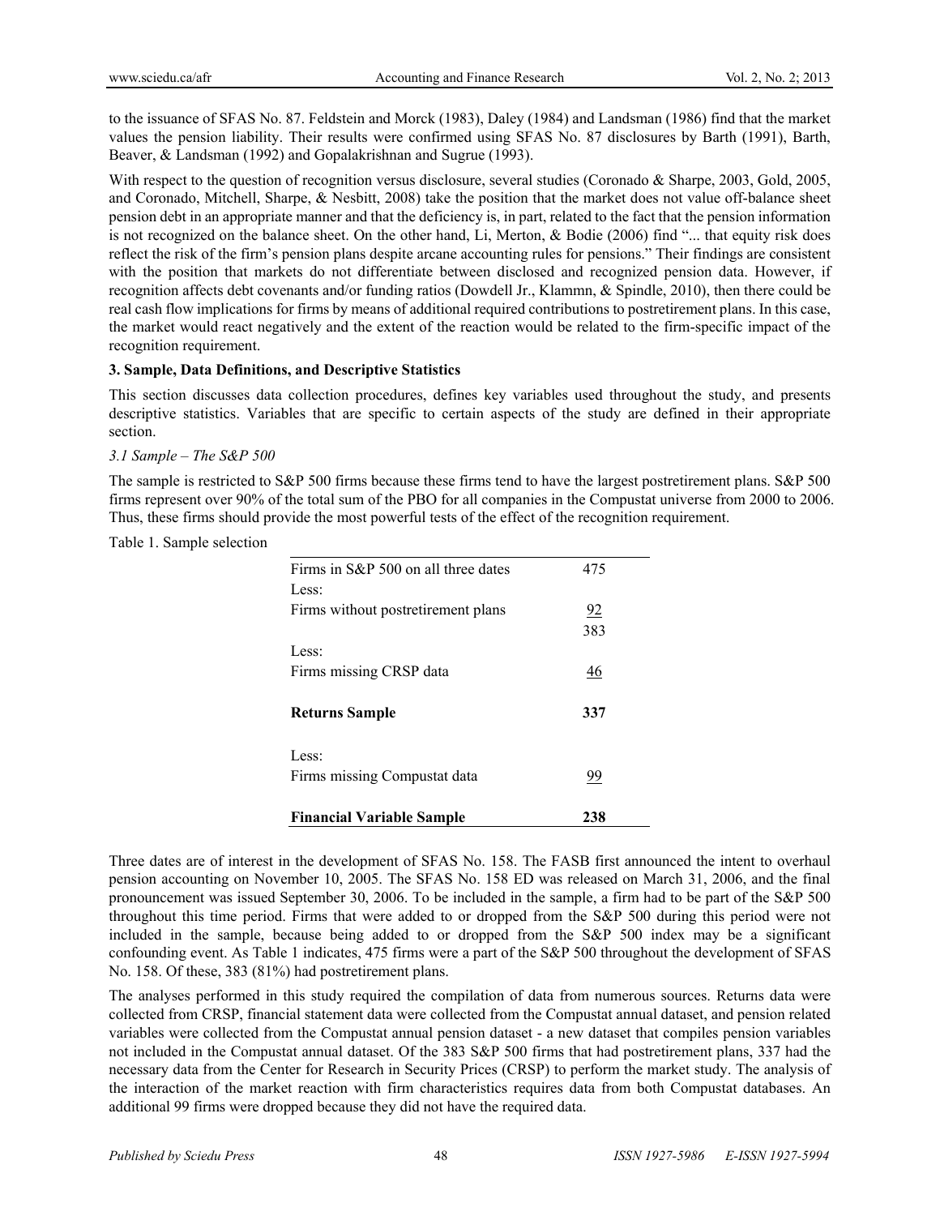to the issuance of SFAS No. 87. Feldstein and Morck (1983), Daley (1984) and Landsman (1986) find that the market values the pension liability. Their results were confirmed using SFAS No. 87 disclosures by Barth (1991), Barth, Beaver, & Landsman (1992) and Gopalakrishnan and Sugrue (1993).

With respect to the question of recognition versus disclosure, several studies (Coronado & Sharpe, 2003, Gold, 2005, and Coronado, Mitchell, Sharpe, & Nesbitt, 2008) take the position that the market does not value off-balance sheet pension debt in an appropriate manner and that the deficiency is, in part, related to the fact that the pension information is not recognized on the balance sheet. On the other hand, Li, Merton, & Bodie (2006) find "... that equity risk does reflect the risk of the firm's pension plans despite arcane accounting rules for pensions." Their findings are consistent with the position that markets do not differentiate between disclosed and recognized pension data. However, if recognition affects debt covenants and/or funding ratios (Dowdell Jr., Klammn, & Spindle, 2010), then there could be real cash flow implications for firms by means of additional required contributions to postretirement plans. In this case, the market would react negatively and the extent of the reaction would be related to the firm-specific impact of the recognition requirement.

## 3. Sample, Data Definitions, and Descriptive Statistics

This section discusses data collection procedures, defines key variables used throughout the study, and presents descriptive statistics. Variables that are specific to certain aspects of the study are defined in their appropriate section.

### *3.1 Sample – The S&P 500*

The sample is restricted to S&P 500 firms because these firms tend to have the largest postretirement plans. S&P 500 firms represent over 90% of the total sum of the PBO for all companies in the Compustat universe from 2000 to 2006. Thus, these firms should provide the most powerful tests of the effect of the recognition requirement.

Table 1. Sample selection

| | |
|---|---|
| Firms in S&P 500 on all three dates | 475 |
| Less: | |
| Firms without postretirement plans | 92 |
| | 383 |
| Less: | |
| Firms missing CRSP data | 46 |
| **Returns Sample** | **337** |
| Less: | |
| Firms missing Compustat data | 99 |
| **Financial Variable Sample** | **238** |

Three dates are of interest in the development of SFAS No. 158. The FASB first announced the intent to overhaul pension accounting on November 10, 2005. The SFAS No. 158 ED was released on March 31, 2006, and the final pronouncement was issued September 30, 2006. To be included in the sample, a firm had to be part of the S&P 500 throughout this time period. Firms that were added to or dropped from the S&P 500 during this period were not included in the sample, because being added to or dropped from the S&P 500 index may be a significant confounding event. As Table 1 indicates, 475 firms were a part of the S&P 500 throughout the development of SFAS No. 158. Of these, 383 (81%) had postretirement plans.

The analyses performed in this study required the compilation of data from numerous sources. Returns data were collected from CRSP, financial statement data were collected from the Compustat annual dataset, and pension related variables were collected from the Compustat annual pension dataset - a new dataset that compiles pension variables not included in the Compustat annual dataset. Of the 383 S&P 500 firms that had postretirement plans, 337 had the necessary data from the Center for Research in Security Prices (CRSP) to perform the market study. The analysis of the interaction of the market reaction with firm characteristics requires data from both Compustat databases. An additional 99 firms were dropped because they did not have the required data.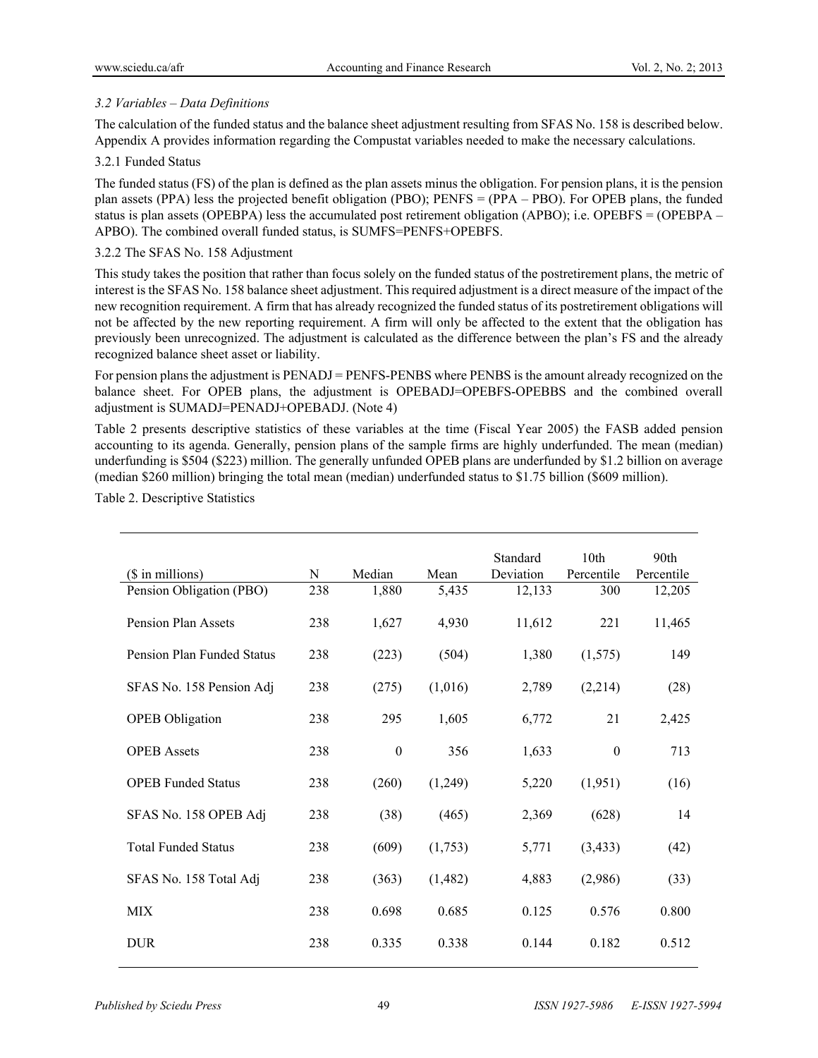### *3.2 Variables – Data Definitions*

The calculation of the funded status and the balance sheet adjustment resulting from SFAS No. 158 is described below. Appendix A provides information regarding the Compustat variables needed to make the necessary calculations.

#### 3.2.1 Funded Status

The funded status (FS) of the plan is defined as the plan assets minus the obligation. For pension plans, it is the pension plan assets (PPA) less the projected benefit obligation (PBO); PENFS = (PPA – PBO). For OPEB plans, the funded status is plan assets (OPEBPA) less the accumulated post retirement obligation (APBO); i.e. OPEBFS = (OPEBPA – APBO). The combined overall funded status, is SUMFS=PENFS+OPEBFS.

#### 3.2.2 The SFAS No. 158 Adjustment

This study takes the position that rather than focus solely on the funded status of the postretirement plans, the metric of interest is the SFAS No. 158 balance sheet adjustment. This required adjustment is a direct measure of the impact of the new recognition requirement. A firm that has already recognized the funded status of its postretirement obligations will not be affected by the new reporting requirement. A firm will only be affected to the extent that the obligation has previously been unrecognized. The adjustment is calculated as the difference between the plan's FS and the already recognized balance sheet asset or liability.

For pension plans the adjustment is PENADJ = PENFS-PENBS where PENBS is the amount already recognized on the balance sheet. For OPEB plans, the adjustment is OPEBADJ=OPEBFS-OPEBBS and the combined overall adjustment is SUMADJ=PENADJ+OPEBADJ. (Note 4)

Table 2 presents descriptive statistics of these variables at the time (Fiscal Year 2005) the FASB added pension accounting to its agenda. Generally, pension plans of the sample firms are highly underfunded. The mean (median) underfunding is $504 ($223) million. The generally unfunded OPEB plans are underfunded by $1.2 billion on average (median $260 million) bringing the total mean (median) underfunded status to $1.75 billion ($609 million).

Table 2. Descriptive Statistics

| ($ in millions) | N | Median | Mean | Standard Deviation | 10th Percentile | 90th Percentile |
|---|---|---|---|---|---|---|
| Pension Obligation (PBO) | 238 | 1,880 | 5,435 | 12,133 | 300 | 12,205 |
| Pension Plan Assets | 238 | 1,627 | 4,930 | 11,612 | 221 | 11,465 |
| Pension Plan Funded Status | 238 | (223) | (504) | 1,380 | (1,575) | 149 |
| SFAS No. 158 Pension Adj | 238 | (275) | (1,016) | 2,789 | (2,214) | (28) |
| OPEB Obligation | 238 | 295 | 1,605 | 6,772 | 21 | 2,425 |
| OPEB Assets | 238 | 0 | 356 | 1,633 | 0 | 713 |
| OPEB Funded Status | 238 | (260) | (1,249) | 5,220 | (1,951) | (16) |
| SFAS No. 158 OPEB Adj | 238 | (38) | (465) | 2,369 | (628) | 14 |
| Total Funded Status | 238 | (609) | (1,753) | 5,771 | (3,433) | (42) |
| SFAS No. 158 Total Adj | 238 | (363) | (1,482) | 4,883 | (2,986) | (33) |
| MIX | 238 | 0.698 | 0.685 | 0.125 | 0.576 | 0.800 |
| DUR | 238 | 0.335 | 0.338 | 0.144 | 0.182 | 0.512 |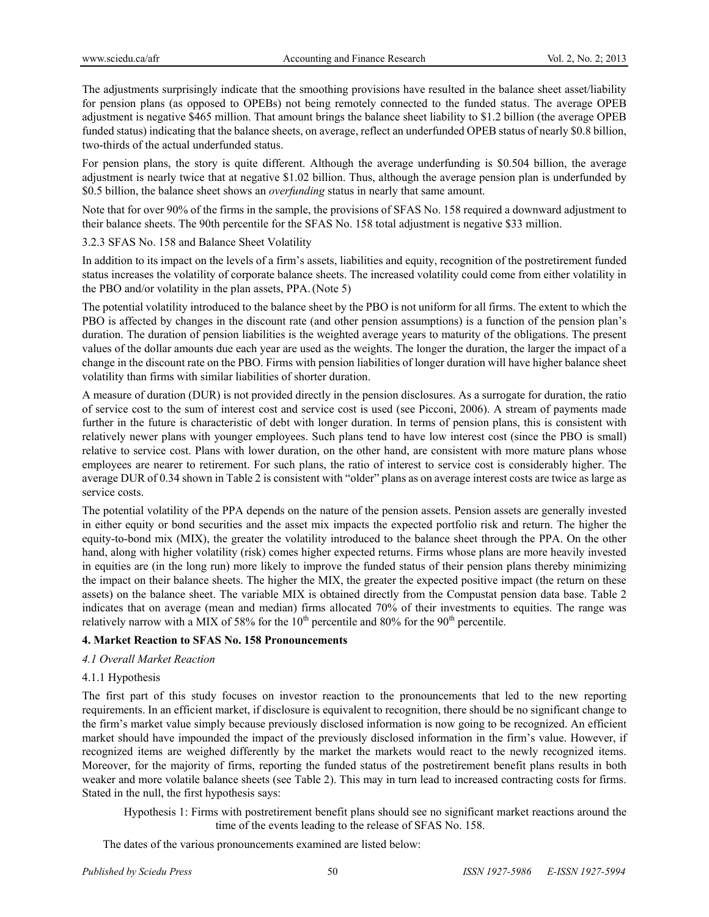The adjustments surprisingly indicate that the smoothing provisions have resulted in the balance sheet asset/liability for pension plans (as opposed to OPEBs) not being remotely connected to the funded status. The average OPEB adjustment is negative \$465 million. That amount brings the balance sheet liability to \$1.2 billion (the average OPEB funded status) indicating that the balance sheets, on average, reflect an underfunded OPEB status of nearly \$0.8 billion, two-thirds of the actual underfunded status.

For pension plans, the story is quite different. Although the average underfunding is \$0.504 billion, the average adjustment is nearly twice that at negative \$1.02 billion. Thus, although the average pension plan is underfunded by \$0.5 billion, the balance sheet shows an *overfunding* status in nearly that same amount.

Note that for over 90% of the firms in the sample, the provisions of SFAS No. 158 required a downward adjustment to their balance sheets. The 90th percentile for the SFAS No. 158 total adjustment is negative \$33 million.

#### 3.2.3 SFAS No. 158 and Balance Sheet Volatility

In addition to its impact on the levels of a firm's assets, liabilities and equity, recognition of the postretirement funded status increases the volatility of corporate balance sheets. The increased volatility could come from either volatility in the PBO and/or volatility in the plan assets, PPA. (Note 5)

The potential volatility introduced to the balance sheet by the PBO is not uniform for all firms. The extent to which the PBO is affected by changes in the discount rate (and other pension assumptions) is a function of the pension plan's duration. The duration of pension liabilities is the weighted average years to maturity of the obligations. The present values of the dollar amounts due each year are used as the weights. The longer the duration, the larger the impact of a change in the discount rate on the PBO. Firms with pension liabilities of longer duration will have higher balance sheet volatility than firms with similar liabilities of shorter duration.

A measure of duration (DUR) is not provided directly in the pension disclosures. As a surrogate for duration, the ratio of service cost to the sum of interest cost and service cost is used (see Picconi, 2006). A stream of payments made further in the future is characteristic of debt with longer duration. In terms of pension plans, this is consistent with relatively newer plans with younger employees. Such plans tend to have low interest cost (since the PBO is small) relative to service cost. Plans with lower duration, on the other hand, are consistent with more mature plans whose employees are nearer to retirement. For such plans, the ratio of interest to service cost is considerably higher. The average DUR of 0.34 shown in Table 2 is consistent with "older" plans as on average interest costs are twice as large as service costs.

The potential volatility of the PPA depends on the nature of the pension assets. Pension assets are generally invested in either equity or bond securities and the asset mix impacts the expected portfolio risk and return. The higher the equity-to-bond mix (MIX), the greater the volatility introduced to the balance sheet through the PPA. On the other hand, along with higher volatility (risk) comes higher expected returns. Firms whose plans are more heavily invested in equities are (in the long run) more likely to improve the funded status of their pension plans thereby minimizing the impact on their balance sheets. The higher the MIX, the greater the expected positive impact (the return on these assets) on the balance sheet. The variable MIX is obtained directly from the Compustat pension data base. Table 2 indicates that on average (mean and median) firms allocated 70% of their investments to equities. The range was relatively narrow with a MIX of 58% for the 10th percentile and 80% for the 90th percentile.

## 4. Market Reaction to SFAS No. 158 Pronouncements

### *4.1 Overall Market Reaction*

#### 4.1.1 Hypothesis

The first part of this study focuses on investor reaction to the pronouncements that led to the new reporting requirements. In an efficient market, if disclosure is equivalent to recognition, there should be no significant change to the firm's market value simply because previously disclosed information is now going to be recognized. An efficient market should have impounded the impact of the previously disclosed information in the firm's value. However, if recognized items are weighed differently by the market the markets would react to the newly recognized items. Moreover, for the majority of firms, reporting the funded status of the postretirement benefit plans results in both weaker and more volatile balance sheets (see Table 2). This may in turn lead to increased contracting costs for firms. Stated in the null, the first hypothesis says:

> Hypothesis 1: Firms with postretirement benefit plans should see no significant market reactions around the time of the events leading to the release of SFAS No. 158.

The dates of the various pronouncements examined are listed below: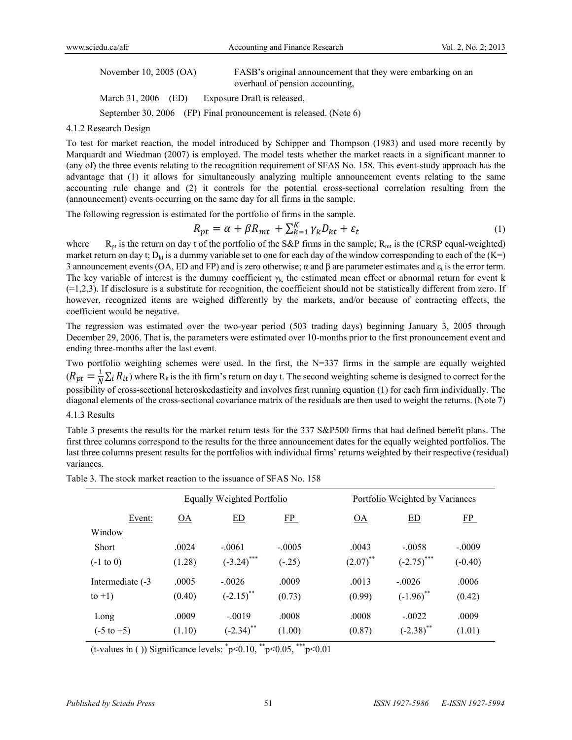November 10, 2005 (OA) FASB's original announcement that they were embarking on an overhaul of pension accounting,

March 31, 2006 (ED) Exposure Draft is released,

September 30, 2006 (FP) Final pronouncement is released. (Note 6)

4.1.2 Research Design

To test for market reaction, the model introduced by Schipper and Thompson (1983) and used more recently by Marquardt and Wiedman (2007) is employed. The model tests whether the market reacts in a significant manner to (any of) the three events relating to the recognition requirement of SFAS No. 158. This event-study approach has the advantage that (1) it allows for simultaneously analyzing multiple announcement events relating to the same accounting rule change and (2) it controls for the potential cross-sectional correlation resulting from the (announcement) events occurring on the same day for all firms in the sample.

The following regression is estimated for the portfolio of firms in the sample.

$$R_{pt} = \alpha + \beta R_{mt} + \sum_{k=1}^{K} \gamma_k D_{kt} + \varepsilon_t \tag{1}$$

where $R_{pt}$ is the return on day t of the portfolio of the S&P firms in the sample; $R_{mt}$ is the (CRSP equal-weighted) market return on day t; $D_{kt}$ is a dummy variable set to one for each day of the window corresponding to each of the (K=) 3 announcement events (OA, ED and FP) and is zero otherwise; $\alpha$ and $\beta$ are parameter estimates and $\varepsilon_t$ is the error term. The key variable of interest is the dummy coefficient $\gamma_k$, the estimated mean effect or abnormal return for event k (=1,2,3). If disclosure is a substitute for recognition, the coefficient should not be statistically different from zero. If however, recognized items are weighed differently by the markets, and/or because of contracting effects, the coefficient would be negative.

The regression was estimated over the two-year period (503 trading days) beginning January 3, 2005 through December 29, 2006. That is, the parameters were estimated over 10-months prior to the first pronouncement event and ending three-months after the last event.

Two portfolio weighting schemes were used. In the first, the N=337 firms in the sample are equally weighted ($R_{pt} = \frac{1}{N}\sum_i R_{it}$) where $R_{it}$ is the ith firm's return on day t. The second weighting scheme is designed to correct for the possibility of cross-sectional heteroskedasticity and involves first running equation (1) for each firm individually. The diagonal elements of the cross-sectional covariance matrix of the residuals are then used to weight the returns. (Note 7)

4.1.3 Results

Table 3 presents the results for the market return tests for the 337 S&P500 firms that had defined benefit plans. The first three columns correspond to the results for the three announcement dates for the equally weighted portfolios. The last three columns present results for the portfolios with individual firms' returns weighted by their respective (residual) variances.

Table 3. The stock market reaction to the issuance of SFAS No. 158

| | Equally Weighted Portfolio | | | Portfolio Weighted by Variances | | |
|---|---|---|---|---|---|---|
| Event: | OA | ED | FP | OA | ED | FP |
| Window | | | | | | |
| Short | .0024 | -.0061 | -.0005 | .0043 | -.0058 | -.0009 |
| (-1 to 0) | (1.28) | (-3.24)*** | (-.25) | (2.07)** | (-2.75)*** | (-0.40) |
| Intermediate (-3 to +1) | .0005 | -.0026 | .0009 | .0013 | -.0026 | .0006 |
| | (0.40) | (-2.15)** | (0.73) | (0.99) | (-1.96)** | (0.42) |
| Long | .0009 | -.0019 | .0008 | .0008 | -.0022 | .0009 |
| (-5 to +5) | (1.10) | (-2.34)** | (1.00) | (0.87) | (-2.38)** | (1.01) |

(t-values in ( )) Significance levels: *p<0.10, **p<0.05, ***p<0.01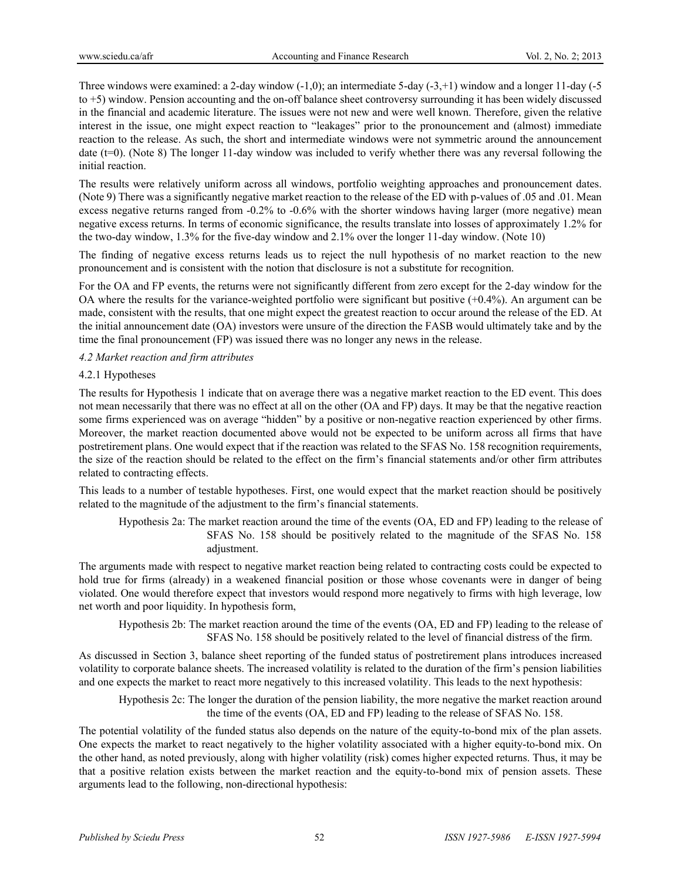Three windows were examined: a 2-day window (-1,0); an intermediate 5-day (-3,+1) window and a longer 11-day (-5 to +5) window. Pension accounting and the on-off balance sheet controversy surrounding it has been widely discussed in the financial and academic literature. The issues were not new and were well known. Therefore, given the relative interest in the issue, one might expect reaction to "leakages" prior to the pronouncement and (almost) immediate reaction to the release. As such, the short and intermediate windows were not symmetric around the announcement date (t=0). (Note 8) The longer 11-day window was included to verify whether there was any reversal following the initial reaction.

The results were relatively uniform across all windows, portfolio weighting approaches and pronouncement dates. (Note 9) There was a significantly negative market reaction to the release of the ED with p-values of .05 and .01. Mean excess negative returns ranged from -0.2% to -0.6% with the shorter windows having larger (more negative) mean negative excess returns. In terms of economic significance, the results translate into losses of approximately 1.2% for the two-day window, 1.3% for the five-day window and 2.1% over the longer 11-day window. (Note 10)

The finding of negative excess returns leads us to reject the null hypothesis of no market reaction to the new pronouncement and is consistent with the notion that disclosure is not a substitute for recognition.

For the OA and FP events, the returns were not significantly different from zero except for the 2-day window for the OA where the results for the variance-weighted portfolio were significant but positive (+0.4%). An argument can be made, consistent with the results, that one might expect the greatest reaction to occur around the release of the ED. At the initial announcement date (OA) investors were unsure of the direction the FASB would ultimately take and by the time the final pronouncement (FP) was issued there was no longer any news in the release.

### *4.2 Market reaction and firm attributes*

#### 4.2.1 Hypotheses

The results for Hypothesis 1 indicate that on average there was a negative market reaction to the ED event. This does not mean necessarily that there was no effect at all on the other (OA and FP) days. It may be that the negative reaction some firms experienced was on average "hidden" by a positive or non-negative reaction experienced by other firms. Moreover, the market reaction documented above would not be expected to be uniform across all firms that have postretirement plans. One would expect that if the reaction was related to the SFAS No. 158 recognition requirements, the size of the reaction should be related to the effect on the firm's financial statements and/or other firm attributes related to contracting effects.

This leads to a number of testable hypotheses. First, one would expect that the market reaction should be positively related to the magnitude of the adjustment to the firm's financial statements.

> Hypothesis 2a: The market reaction around the time of the events (OA, ED and FP) leading to the release of SFAS No. 158 should be positively related to the magnitude of the SFAS No. 158 adjustment.

The arguments made with respect to negative market reaction being related to contracting costs could be expected to hold true for firms (already) in a weakened financial position or those whose covenants were in danger of being violated. One would therefore expect that investors would respond more negatively to firms with high leverage, low net worth and poor liquidity. In hypothesis form,

> Hypothesis 2b: The market reaction around the time of the events (OA, ED and FP) leading to the release of SFAS No. 158 should be positively related to the level of financial distress of the firm.

As discussed in Section 3, balance sheet reporting of the funded status of postretirement plans introduces increased volatility to corporate balance sheets. The increased volatility is related to the duration of the firm's pension liabilities and one expects the market to react more negatively to this increased volatility. This leads to the next hypothesis:

> Hypothesis 2c: The longer the duration of the pension liability, the more negative the market reaction around the time of the events (OA, ED and FP) leading to the release of SFAS No. 158.

The potential volatility of the funded status also depends on the nature of the equity-to-bond mix of the plan assets. One expects the market to react negatively to the higher volatility associated with a higher equity-to-bond mix. On the other hand, as noted previously, along with higher volatility (risk) comes higher expected returns. Thus, it may be that a positive relation exists between the market reaction and the equity-to-bond mix of pension assets. These arguments lead to the following, non-directional hypothesis: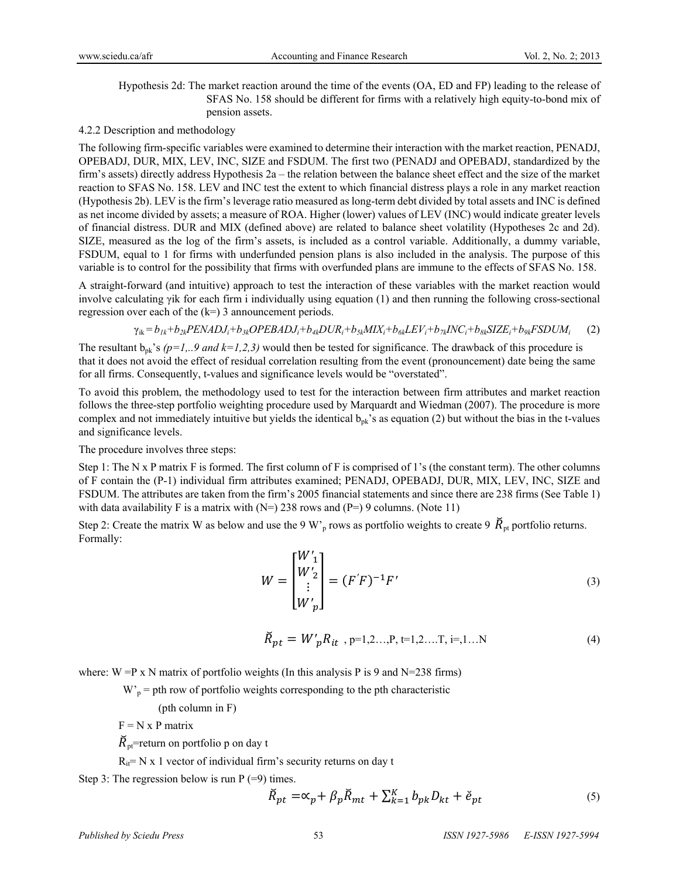Hypothesis 2d: The market reaction around the time of the events (OA, ED and FP) leading to the release of SFAS No. 158 should be different for firms with a relatively high equity-to-bond mix of pension assets.

4.2.2 Description and methodology

The following firm-specific variables were examined to determine their interaction with the market reaction, PENADJ, OPEBADJ, DUR, MIX, LEV, INC, SIZE and FSDUM. The first two (PENADJ and OPEBADJ, standardized by the firm's assets) directly address Hypothesis 2a – the relation between the balance sheet effect and the size of the market reaction to SFAS No. 158. LEV and INC test the extent to which financial distress plays a role in any market reaction (Hypothesis 2b). LEV is the firm's leverage ratio measured as long-term debt divided by total assets and INC is defined as net income divided by assets; a measure of ROA. Higher (lower) values of LEV (INC) would indicate greater levels of financial distress. DUR and MIX (defined above) are related to balance sheet volatility (Hypotheses 2c and 2d). SIZE, measured as the log of the firm's assets, is included as a control variable. Additionally, a dummy variable, FSDUM, equal to 1 for firms with underfunded pension plans is also included in the analysis. The purpose of this variable is to control for the possibility that firms with overfunded plans are immune to the effects of SFAS No. 158.

A straight-forward (and intuitive) approach to test the interaction of these variables with the market reaction would involve calculating γik for each firm i individually using equation (1) and then running the following cross-sectional regression over each of the (k=) 3 announcement periods.

$$\gamma_{ik} = b_{1k}+b_{2k}PENADJ_i+b_{3k}OPEBADJ_i+b_{4k}DUR_i+b_{5k}MIX_i+b_{6k}LEV_i+b_{7k}INC_i+b_{8k}SIZE_i+b_{9k}FSDUM_i \quad (2)$$

The resultant $b_{pk}$'s *(p=1,..9 and k=1,2,3)* would then be tested for significance. The drawback of this procedure is that it does not avoid the effect of residual correlation resulting from the event (pronouncement) date being the same for all firms. Consequently, t-values and significance levels would be "overstated".

To avoid this problem, the methodology used to test for the interaction between firm attributes and market reaction follows the three-step portfolio weighting procedure used by Marquardt and Wiedman (2007). The procedure is more complex and not immediately intuitive but yields the identical $b_{pk}$'s as equation (2) but without the bias in the t-values and significance levels.

The procedure involves three steps:

Step 1: The N x P matrix F is formed. The first column of F is comprised of 1's (the constant term). The other columns of F contain the (P-1) individual firm attributes examined; PENADJ, OPEBADJ, DUR, MIX, LEV, INC, SIZE and FSDUM. The attributes are taken from the firm's 2005 financial statements and since there are 238 firms (See Table 1) with data availability F is a matrix with (N=) 238 rows and (P=) 9 columns. (Note 11)

Step 2: Create the matrix W as below and use the 9 $W'_p$ rows as portfolio weights to create 9 $\breve{R}_{pt}$ portfolio returns. Formally:

$$W = \begin{bmatrix} W'_1 \\ W'_2 \\ \vdots \\ W'_p \end{bmatrix} = (F'F)^{-1}F' \quad (3)$$

$$\breve{R}_{pt} = W'_p R_{it} \text{ , p=1,2…,P, t=1,2….T, i=,1…N} \quad (4)$$

where: W =P x N matrix of portfolio weights (In this analysis P is 9 and N=238 firms)

$W'_p$ = pth row of portfolio weights corresponding to the pth characteristic (pth column in F)

F = N x P matrix

$\breve{R}_{pt}$=return on portfolio p on day t

$R_{it}$= N x 1 vector of individual firm's security returns on day t

Step 3: The regression below is run P (=9) times.

$$\breve{R}_{pt} = \propto_p + \beta_p \breve{R}_{mt} + \sum_{k=1}^{K} b_{pk} D_{kt} + \breve{e}_{pt} \quad (5)$$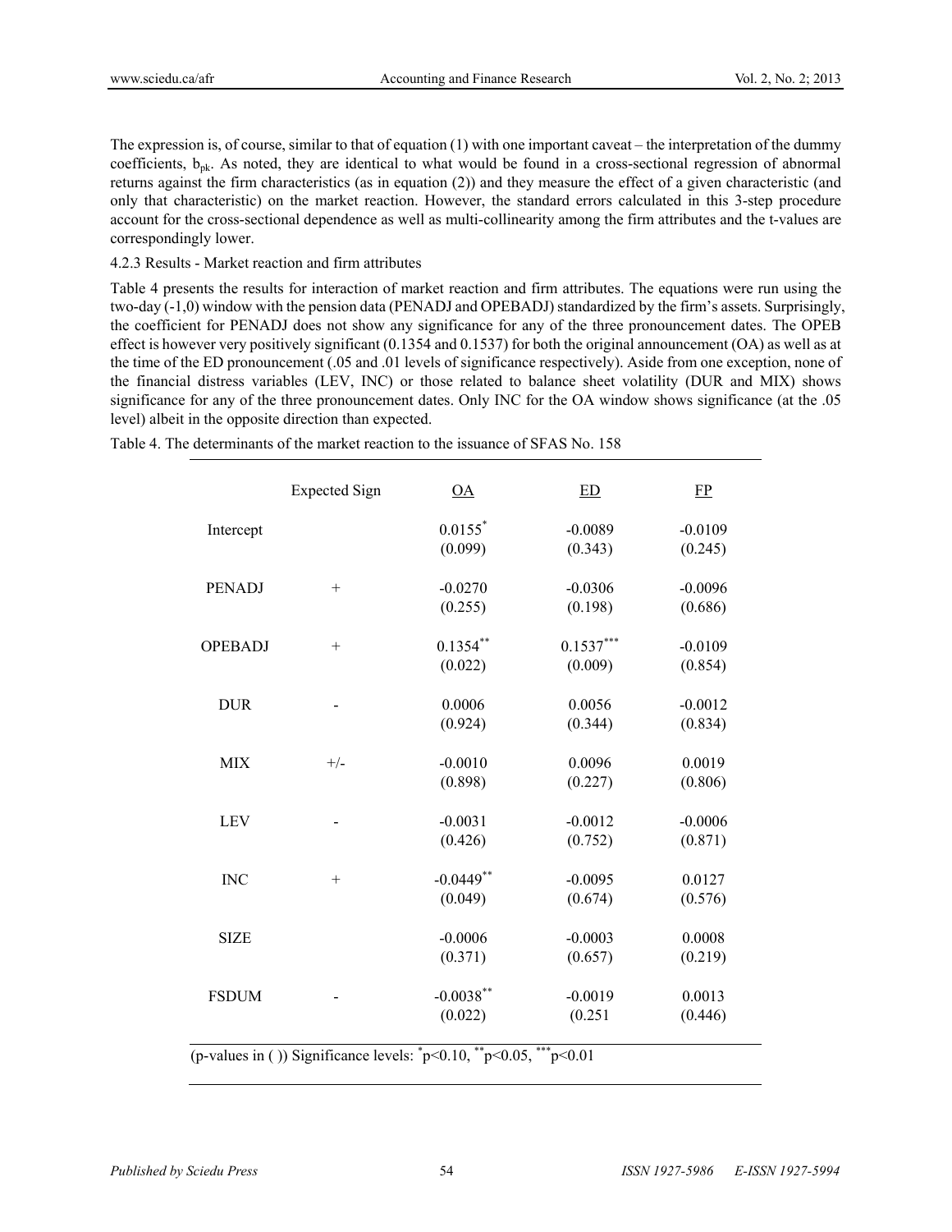The expression is, of course, similar to that of equation (1) with one important caveat – the interpretation of the dummy coefficients, $b_{pk}$. As noted, they are identical to what would be found in a cross-sectional regression of abnormal returns against the firm characteristics (as in equation (2)) and they measure the effect of a given characteristic (and only that characteristic) on the market reaction. However, the standard errors calculated in this 3-step procedure account for the cross-sectional dependence as well as multi-collinearity among the firm attributes and the t-values are correspondingly lower.

4.2.3 Results - Market reaction and firm attributes

Table 4 presents the results for interaction of market reaction and firm attributes. The equations were run using the two-day (-1,0) window with the pension data (PENADJ and OPEBADJ) standardized by the firm's assets. Surprisingly, the coefficient for PENADJ does not show any significance for any of the three pronouncement dates. The OPEB effect is however very positively significant (0.1354 and 0.1537) for both the original announcement (OA) as well as at the time of the ED pronouncement (.05 and .01 levels of significance respectively). Aside from one exception, none of the financial distress variables (LEV, INC) or those related to balance sheet volatility (DUR and MIX) shows significance for any of the three pronouncement dates. Only INC for the OA window shows significance (at the .05 level) albeit in the opposite direction than expected.

Table 4. The determinants of the market reaction to the issuance of SFAS No. 158

| | Expected Sign | OA | ED | FP |
|---|---|---|---|---|
| Intercept | | $0.0155^{*}$ (0.099) | -0.0089 (0.343) | -0.0109 (0.245) |
| PENADJ | + | -0.0270 (0.255) | -0.0306 (0.198) | -0.0096 (0.686) |
| OPEBADJ | + | $0.1354^{**}$ (0.022) | $0.1537^{***}$ (0.009) | -0.0109 (0.854) |
| DUR | - | 0.0006 (0.924) | 0.0056 (0.344) | -0.0012 (0.834) |
| MIX | +/- | -0.0010 (0.898) | 0.0096 (0.227) | 0.0019 (0.806) |
| LEV | - | -0.0031 (0.426) | -0.0012 (0.752) | -0.0006 (0.871) |
| INC | + | $-0.0449^{**}$ (0.049) | -0.0095 (0.674) | 0.0127 (0.576) |
| SIZE | | -0.0006 (0.371) | -0.0003 (0.657) | 0.0008 (0.219) |
| FSDUM | - | $-0.0038^{**}$ (0.022) | -0.0019 (0.251 | 0.0013 (0.446) |

(p-values in ( )) Significance levels: $^{*}p<0.10$, $^{**}p<0.05$, $^{***}p<0.01$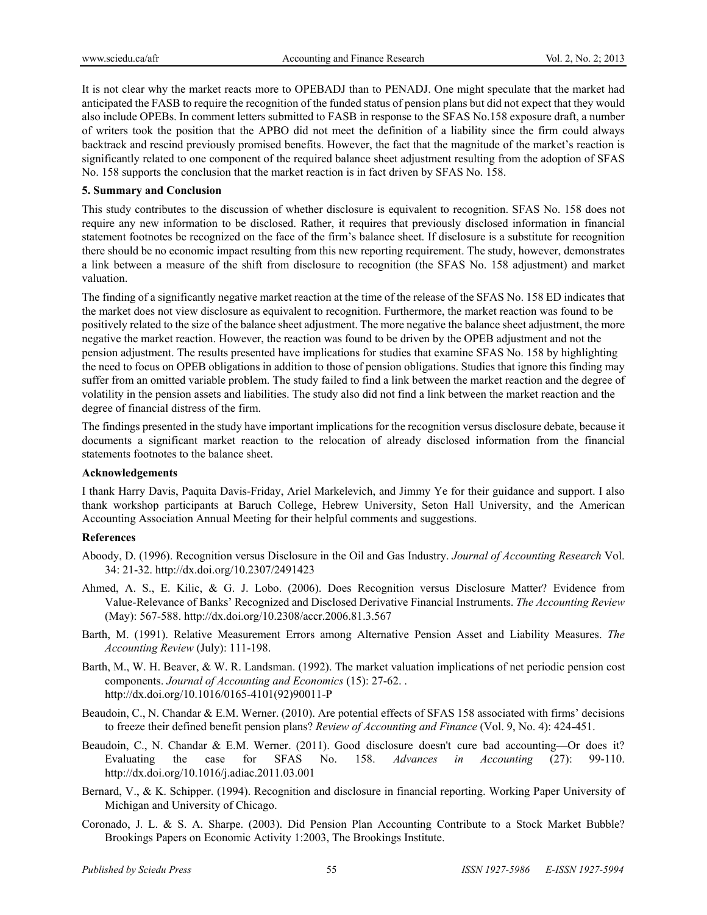It is not clear why the market reacts more to OPEBADJ than to PENADJ. One might speculate that the market had anticipated the FASB to require the recognition of the funded status of pension plans but did not expect that they would also include OPEBs. In comment letters submitted to FASB in response to the SFAS No.158 exposure draft, a number of writers took the position that the APBO did not meet the definition of a liability since the firm could always backtrack and rescind previously promised benefits. However, the fact that the magnitude of the market's reaction is significantly related to one component of the required balance sheet adjustment resulting from the adoption of SFAS No. 158 supports the conclusion that the market reaction is in fact driven by SFAS No. 158.

## 5. Summary and Conclusion

This study contributes to the discussion of whether disclosure is equivalent to recognition. SFAS No. 158 does not require any new information to be disclosed. Rather, it requires that previously disclosed information in financial statement footnotes be recognized on the face of the firm's balance sheet. If disclosure is a substitute for recognition there should be no economic impact resulting from this new reporting requirement. The study, however, demonstrates a link between a measure of the shift from disclosure to recognition (the SFAS No. 158 adjustment) and market valuation.

The finding of a significantly negative market reaction at the time of the release of the SFAS No. 158 ED indicates that the market does not view disclosure as equivalent to recognition. Furthermore, the market reaction was found to be positively related to the size of the balance sheet adjustment. The more negative the balance sheet adjustment, the more negative the market reaction. However, the reaction was found to be driven by the OPEB adjustment and not the pension adjustment. The results presented have implications for studies that examine SFAS No. 158 by highlighting the need to focus on OPEB obligations in addition to those of pension obligations. Studies that ignore this finding may suffer from an omitted variable problem. The study failed to find a link between the market reaction and the degree of volatility in the pension assets and liabilities. The study also did not find a link between the market reaction and the degree of financial distress of the firm.

The findings presented in the study have important implications for the recognition versus disclosure debate, because it documents a significant market reaction to the relocation of already disclosed information from the financial statements footnotes to the balance sheet.

## Acknowledgements

I thank Harry Davis, Paquita Davis-Friday, Ariel Markelevich, and Jimmy Ye for their guidance and support. I also thank workshop participants at Baruch College, Hebrew University, Seton Hall University, and the American Accounting Association Annual Meeting for their helpful comments and suggestions.

## References

Aboody, D. (1996). Recognition versus Disclosure in the Oil and Gas Industry. *Journal of Accounting Research* Vol. 34: 21-32. http://dx.doi.org/10.2307/2491423

Ahmed, A. S., E. Kilic, & G. J. Lobo. (2006). Does Recognition versus Disclosure Matter? Evidence from Value-Relevance of Banks' Recognized and Disclosed Derivative Financial Instruments. *The Accounting Review* (May): 567-588. http://dx.doi.org/10.2308/accr.2006.81.3.567

Barth, M. (1991). Relative Measurement Errors among Alternative Pension Asset and Liability Measures. *The Accounting Review* (July): 111-198.

Barth, M., W. H. Beaver, & W. R. Landsman. (1992). The market valuation implications of net periodic pension cost components. *Journal of Accounting and Economics* (15): 27-62. . http://dx.doi.org/10.1016/0165-4101(92)90011-P

Beaudoin, C., N. Chandar & E.M. Werner. (2010). Are potential effects of SFAS 158 associated with firms' decisions to freeze their defined benefit pension plans? *Review of Accounting and Finance* (Vol. 9, No. 4): 424-451.

Beaudoin, C., N. Chandar & E.M. Werner. (2011). Good disclosure doesn't cure bad accounting—Or does it? Evaluating the case for SFAS No. 158. *Advances in Accounting* (27): 99-110. http://dx.doi.org/10.1016/j.adiac.2011.03.001

Bernard, V., & K. Schipper. (1994). Recognition and disclosure in financial reporting. Working Paper University of Michigan and University of Chicago.

Coronado, J. L. & S. A. Sharpe. (2003). Did Pension Plan Accounting Contribute to a Stock Market Bubble? Brookings Papers on Economic Activity 1:2003, The Brookings Institute.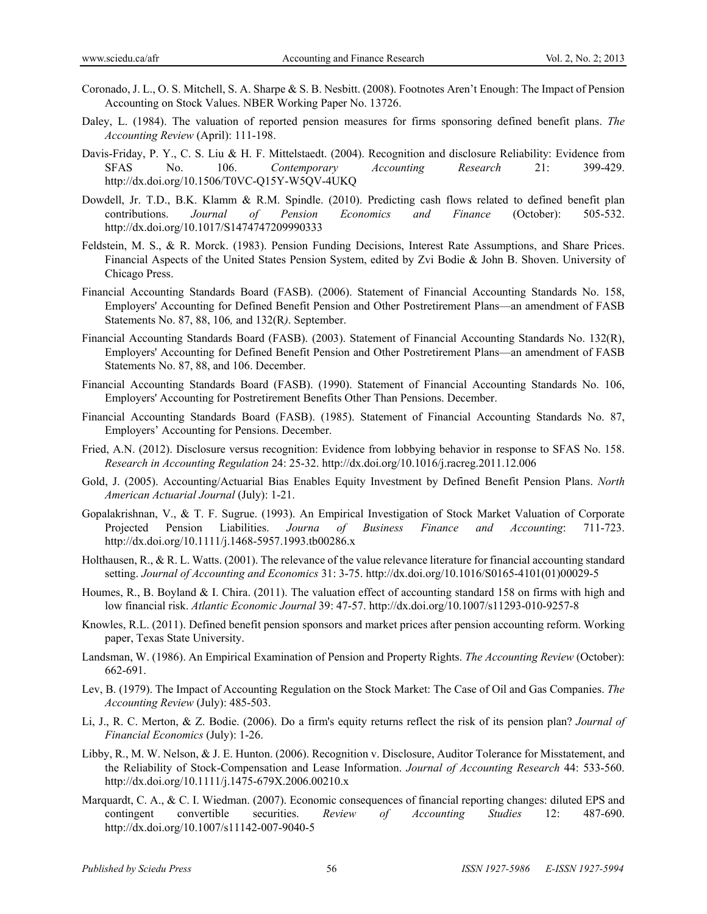Coronado, J. L., O. S. Mitchell, S. A. Sharpe & S. B. Nesbitt. (2008). Footnotes Aren't Enough: The Impact of Pension Accounting on Stock Values. NBER Working Paper No. 13726.

Daley, L. (1984). The valuation of reported pension measures for firms sponsoring defined benefit plans. *The Accounting Review* (April): 111-198.

Davis-Friday, P. Y., C. S. Liu & H. F. Mittelstaedt. (2004). Recognition and disclosure Reliability: Evidence from SFAS No. 106. *Contemporary Accounting Research* 21: 399-429. http://dx.doi.org/10.1506/T0VC-Q15Y-W5QV-4UKQ

Dowdell, Jr. T.D., B.K. Klamm & R.M. Spindle. (2010). Predicting cash flows related to defined benefit plan contributions. *Journal of Pension Economics and Finance* (October): 505-532. http://dx.doi.org/10.1017/S1474747209990333

Feldstein, M. S., & R. Morck. (1983). Pension Funding Decisions, Interest Rate Assumptions, and Share Prices. Financial Aspects of the United States Pension System, edited by Zvi Bodie & John B. Shoven. University of Chicago Press.

Financial Accounting Standards Board (FASB). (2006). Statement of Financial Accounting Standards No. 158, Employers' Accounting for Defined Benefit Pension and Other Postretirement Plans—an amendment of FASB Statements No. 87, 88, 106*,* and 132(R*)*. September.

Financial Accounting Standards Board (FASB). (2003). Statement of Financial Accounting Standards No. 132(R), Employers' Accounting for Defined Benefit Pension and Other Postretirement Plans—an amendment of FASB Statements No. 87, 88, and 106. December.

Financial Accounting Standards Board (FASB). (1990). Statement of Financial Accounting Standards No. 106, Employers' Accounting for Postretirement Benefits Other Than Pensions. December.

Financial Accounting Standards Board (FASB). (1985). Statement of Financial Accounting Standards No. 87, Employers' Accounting for Pensions. December.

Fried, A.N. (2012). Disclosure versus recognition: Evidence from lobbying behavior in response to SFAS No. 158. *Research in Accounting Regulation* 24: 25-32. http://dx.doi.org/10.1016/j.racreg.2011.12.006

Gold, J. (2005). Accounting/Actuarial Bias Enables Equity Investment by Defined Benefit Pension Plans. *North American Actuarial Journal* (July): 1-21.

Gopalakrishnan, V., & T. F. Sugrue. (1993). An Empirical Investigation of Stock Market Valuation of Corporate Projected Pension Liabilities. *Journa of Business Finance and Accounting*: 711-723. http://dx.doi.org/10.1111/j.1468-5957.1993.tb00286.x

Holthausen, R., & R. L. Watts. (2001). The relevance of the value relevance literature for financial accounting standard setting. *Journal of Accounting and Economics* 31: 3-75. http://dx.doi.org/10.1016/S0165-4101(01)00029-5

Houmes, R., B. Boyland & I. Chira. (2011). The valuation effect of accounting standard 158 on firms with high and low financial risk. *Atlantic Economic Journal* 39: 47-57. http://dx.doi.org/10.1007/s11293-010-9257-8

Knowles, R.L. (2011). Defined benefit pension sponsors and market prices after pension accounting reform. Working paper, Texas State University.

Landsman, W. (1986). An Empirical Examination of Pension and Property Rights. *The Accounting Review* (October): 662-691.

Lev, B. (1979). The Impact of Accounting Regulation on the Stock Market: The Case of Oil and Gas Companies. *The Accounting Review* (July): 485-503.

Li, J., R. C. Merton, & Z. Bodie. (2006). Do a firm's equity returns reflect the risk of its pension plan? *Journal of Financial Economics* (July): 1-26.

Libby, R., M. W. Nelson, & J. E. Hunton. (2006). Recognition v. Disclosure, Auditor Tolerance for Misstatement, and the Reliability of Stock-Compensation and Lease Information. *Journal of Accounting Research* 44: 533-560. http://dx.doi.org/10.1111/j.1475-679X.2006.00210.x

Marquardt, C. A., & C. I. Wiedman. (2007). Economic consequences of financial reporting changes: diluted EPS and contingent convertible securities. *Review of Accounting Studies* 12: 487-690. http://dx.doi.org/10.1007/s11142-007-9040-5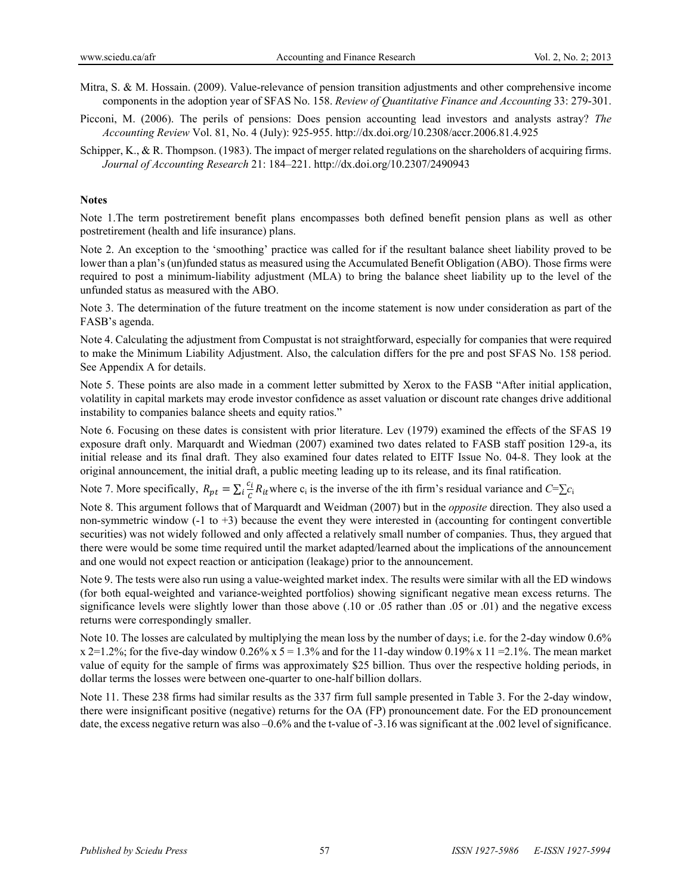Mitra, S. & M. Hossain. (2009). Value-relevance of pension transition adjustments and other comprehensive income components in the adoption year of SFAS No. 158. *Review of Quantitative Finance and Accounting* 33: 279-301.

Picconi, M. (2006). The perils of pensions: Does pension accounting lead investors and analysts astray? *The Accounting Review* Vol. 81, No. 4 (July): 925-955. http://dx.doi.org/10.2308/accr.2006.81.4.925

Schipper, K., & R. Thompson. (1983). The impact of merger related regulations on the shareholders of acquiring firms. *Journal of Accounting Research* 21: 184–221. http://dx.doi.org/10.2307/2490943

**Notes**

Note 1.The term postretirement benefit plans encompasses both defined benefit pension plans as well as other postretirement (health and life insurance) plans.

Note 2. An exception to the 'smoothing' practice was called for if the resultant balance sheet liability proved to be lower than a plan's (un)funded status as measured using the Accumulated Benefit Obligation (ABO). Those firms were required to post a minimum-liability adjustment (MLA) to bring the balance sheet liability up to the level of the unfunded status as measured with the ABO.

Note 3. The determination of the future treatment on the income statement is now under consideration as part of the FASB's agenda.

Note 4. Calculating the adjustment from Compustat is not straightforward, especially for companies that were required to make the Minimum Liability Adjustment. Also, the calculation differs for the pre and post SFAS No. 158 period. See Appendix A for details.

Note 5. These points are also made in a comment letter submitted by Xerox to the FASB "After initial application, volatility in capital markets may erode investor confidence as asset valuation or discount rate changes drive additional instability to companies balance sheets and equity ratios."

Note 6. Focusing on these dates is consistent with prior literature. Lev (1979) examined the effects of the SFAS 19 exposure draft only. Marquardt and Wiedman (2007) examined two dates related to FASB staff position 129-a, its initial release and its final draft. They also examined four dates related to EITF Issue No. 04-8. They look at the original announcement, the initial draft, a public meeting leading up to its release, and its final ratification.

Note 7. More specifically, $R_{pt} = \sum_i \frac{c_i}{C} R_{it}$ where $c_i$ is the inverse of the ith firm's residual variance and $C = \sum c_i$

Note 8. This argument follows that of Marquardt and Weidman (2007) but in the *opposite* direction. They also used a non-symmetric window (-1 to +3) because the event they were interested in (accounting for contingent convertible securities) was not widely followed and only affected a relatively small number of companies. Thus, they argued that there were would be some time required until the market adapted/learned about the implications of the announcement and one would not expect reaction or anticipation (leakage) prior to the announcement.

Note 9. The tests were also run using a value-weighted market index. The results were similar with all the ED windows (for both equal-weighted and variance-weighted portfolios) showing significant negative mean excess returns. The significance levels were slightly lower than those above (.10 or .05 rather than .05 or .01) and the negative excess returns were correspondingly smaller.

Note 10. The losses are calculated by multiplying the mean loss by the number of days; i.e. for the 2-day window 0.6% x 2=1.2%; for the five-day window 0.26% x 5 = 1.3% and for the 11-day window 0.19% x 11 =2.1%. The mean market value of equity for the sample of firms was approximately $25 billion. Thus over the respective holding periods, in dollar terms the losses were between one-quarter to one-half billion dollars.

Note 11. These 238 firms had similar results as the 337 firm full sample presented in Table 3. For the 2-day window, there were insignificant positive (negative) returns for the OA (FP) pronouncement date. For the ED pronouncement date, the excess negative return was also –0.6% and the t-value of -3.16 was significant at the .002 level of significance.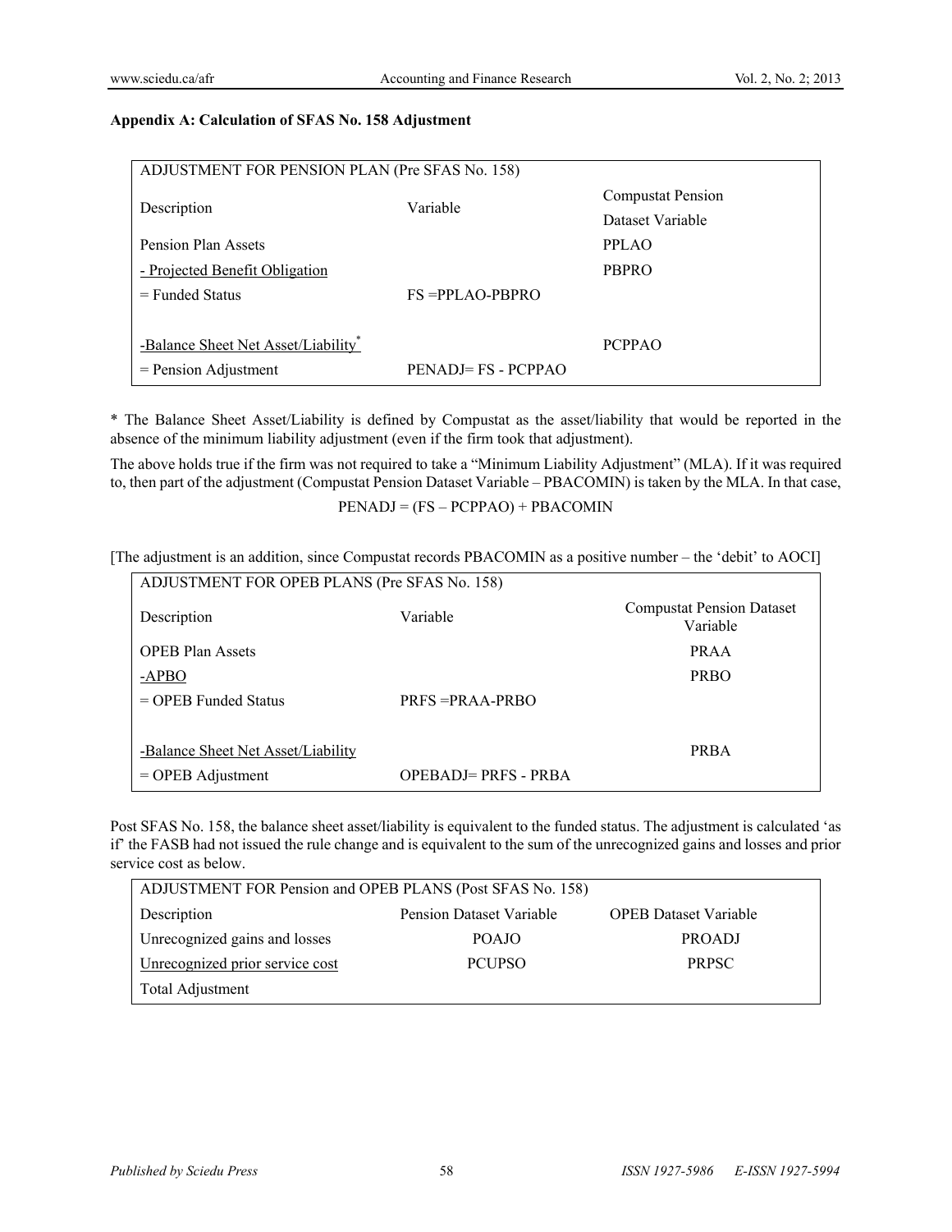**Appendix A: Calculation of SFAS No. 158 Adjustment**

| ADJUSTMENT FOR PENSION PLAN (Pre SFAS No. 158) | | |
|---|---|---|
| Description | Variable | Compustat Pension Dataset Variable |
| Pension Plan Assets | | PPLAO |
| - Projected Benefit Obligation | | PBPRO |
| = Funded Status | FS =PPLAO-PBPRO | |
| | | |
| -Balance Sheet Net Asset/Liability* | | PCPPAO |
| = Pension Adjustment | PENADJ= FS - PCPPAO | |

* The Balance Sheet Asset/Liability is defined by Compustat as the asset/liability that would be reported in the absence of the minimum liability adjustment (even if the firm took that adjustment).

The above holds true if the firm was not required to take a "Minimum Liability Adjustment" (MLA). If it was required to, then part of the adjustment (Compustat Pension Dataset Variable – PBACOMIN) is taken by the MLA. In that case,

$$PENADJ = (FS - PCPPAO) + PBACOMIN$$

[The adjustment is an addition, since Compustat records PBACOMIN as a positive number – the 'debit' to AOCI]

| ADJUSTMENT FOR OPEB PLANS (Pre SFAS No. 158) | | |
|---|---|---|
| Description | Variable | Compustat Pension Dataset Variable |
| OPEB Plan Assets | | PRAA |
| -APBO | | PRBO |
| = OPEB Funded Status | PRFS =PRAA-PRBO | |
| | | |
| -Balance Sheet Net Asset/Liability | | PRBA |
| = OPEB Adjustment | OPEBADJ= PRFS - PRBA | |

Post SFAS No. 158, the balance sheet asset/liability is equivalent to the funded status. The adjustment is calculated 'as if' the FASB had not issued the rule change and is equivalent to the sum of the unrecognized gains and losses and prior service cost as below.

| ADJUSTMENT FOR Pension and OPEB PLANS (Post SFAS No. 158) | | |
|---|---|---|
| Description | Pension Dataset Variable | OPEB Dataset Variable |
| Unrecognized gains and losses | POAJO | PROADJ |
| Unrecognized prior service cost | PCUPSO | PRPSC |
| Total Adjustment | | |